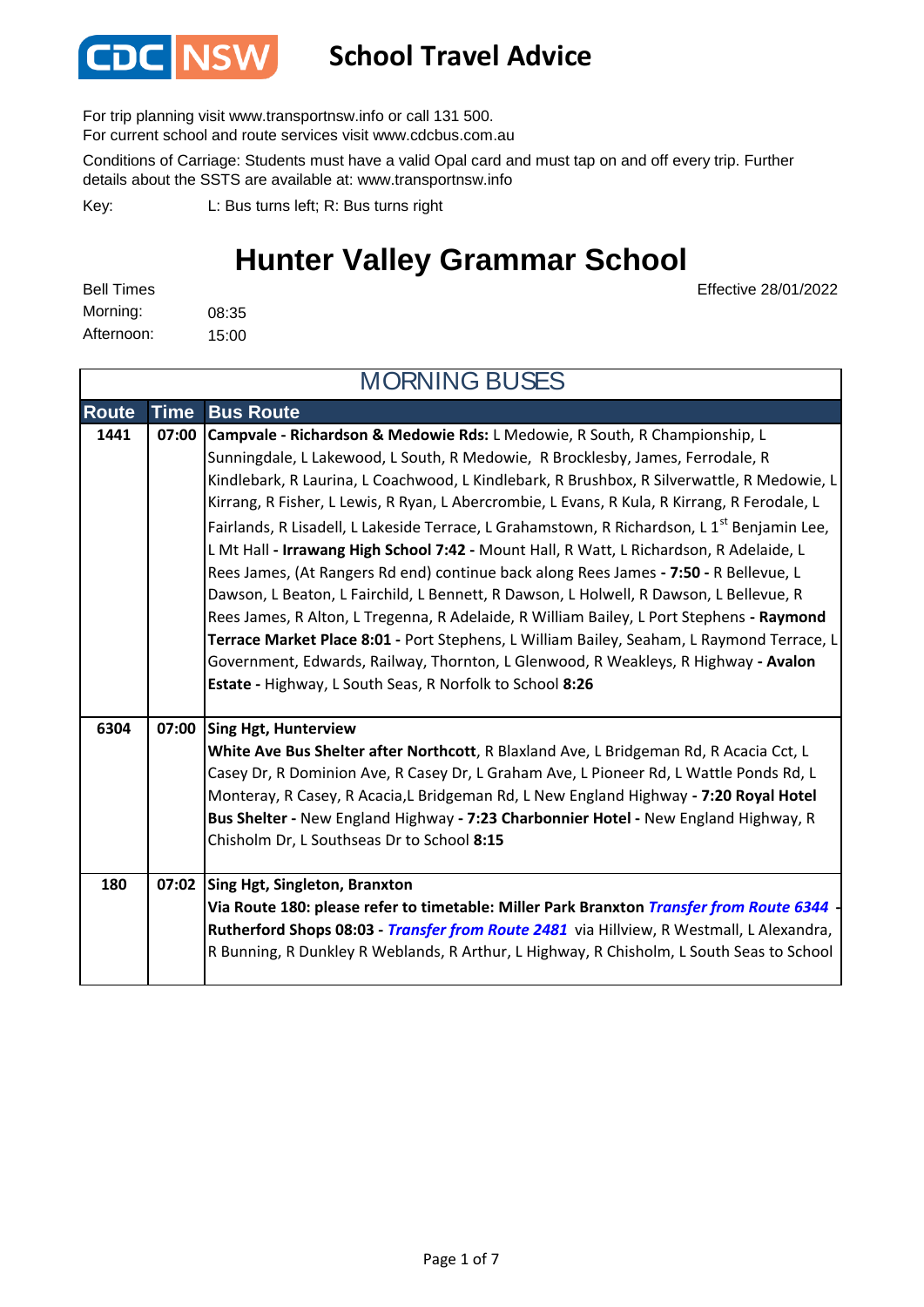CDC NSW

# School Travel Advice

For trip planning visit www.transportnsw.info or call 131 500.
For current school and route services visit www.cdcbus.com.au

Conditions of Carriage: Students must have a valid Opal card and must tap on and off every trip. Further details about the SSTS are available at: www.transportnsw.info

Key: L: Bus turns left; R: Bus turns right

## Hunter Valley Grammar School

Effective 28/01/2022

Bell Times
Morning: 08:35
Afternoon: 15:00

### MORNING BUSES

| Route | Time | Bus Route |
|---|---|---|
| 1441 | 07:00 | **Campvale - Richardson & Medowie Rds:** L Medowie, R South, R Championship, L Sunningdale, L Lakewood, L South, R Medowie, R Brocklesby, James, Ferrodale, R Kindlebark, R Laurina, L Coachwood, L Kindlebark, R Brushbox, R Silverwattle, R Medowie, L Kirrang, R Fisher, L Lewis, R Ryan, L Abercrombie, L Evans, R Kula, R Kirrang, R Ferodale, L Fairlands, R Lisadell, L Lakeside Terrace, L Grahamstown, R Richardson, L 1st Benjamin Lee, L Mt Hall **- Irrawang High School 7:42 -** Mount Hall, R Watt, L Richardson, R Adelaide, L Rees James, (At Rangers Rd end) continue back along Rees James **- 7:50 -** R Bellevue, L Dawson, L Beaton, L Fairchild, L Bennett, R Dawson, L Holwell, R Dawson, L Bellevue, R Rees James, R Alton, L Tregenna, R Adelaide, R William Bailey, L Port Stephens **- Raymond Terrace Market Place 8:01 -** Port Stephens, L William Bailey, Seaham, L Raymond Terrace, L Government, Edwards, Railway, Thornton, L Glenwood, R Weakleys, R Highway **- Avalon Estate -** Highway, L South Seas, R Norfolk to School **8:26** |
| 6304 | 07:00 | **Sing Hgt, Hunterview**<br>**White Ave Bus Shelter after Northcott**, R Blaxland Ave, L Bridgeman Rd, R Acacia Cct, L Casey Dr, R Dominion Ave, R Casey Dr, L Graham Ave, L Pioneer Rd, L Wattle Ponds Rd, L Monteray, R Casey, R Acacia,L Bridgeman Rd, L New England Highway **- 7:20 Royal Hotel Bus Shelter -** New England Highway **- 7:23 Charbonnier Hotel -** New England Highway, R Chisholm Dr, L Southseas Dr to School **8:15** |
| 180 | 07:02 | **Sing Hgt, Singleton, Branxton**<br>**Via Route 180: please refer to timetable: Miller Park Branxton** ***Transfer from Route 6344*** **- Rutherford Shops 08:03 -** ***Transfer from Route 2481*** via Hillview, R Westmall, L Alexandra, R Bunning, R Dunkley R Weblands, R Arthur, L Highway, R Chisholm, L South Seas to School |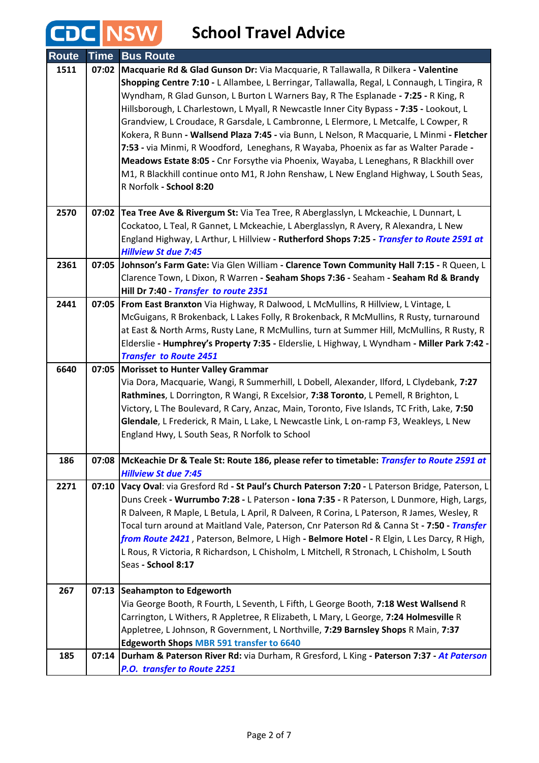# CDC NSW School Travel Advice

| Route | Time | Bus Route |
|---|---|---|
| 1511 | 07:02 | **Macquarie Rd & Glad Gunson Dr:** Via Macquarie, R Tallawalla, R Dilkera **- Valentine Shopping Centre 7:10 -** L Allambee, L Berringar, Tallawalla, Regal, L Connaugh, L Tingira, R Wyndham, R Glad Gunson, L Burton L Warners Bay, R The Esplanade **- 7:25 -** R King, R Hillsborough, L Charlestown, L Myall, R Newcastle Inner City Bypass **- 7:35 -** Lookout, L Grandview, L Croudace, R Garsdale, L Cambronne, L Elermore, L Metcalfe, L Cowper, R Kokera, R Bunn **- Wallsend Plaza 7:45 -** via Bunn, L Nelson, R Macquarie, L Minmi **- Fletcher 7:53 -** via Minmi, R Woodford, Leneghans, R Wayaba, Phoenix as far as Walter Parade **- Meadows Estate 8:05 -** Cnr Forsythe via Phoenix, Wayaba, L Leneghans, R Blackhill over M1, R Blackhill continue onto M1, R John Renshaw, L New England Highway, L South Seas, R Norfolk **- School 8:20** |
| 2570 | 07:02 | **Tea Tree Ave & Rivergum St:** Via Tea Tree, R Aberglasslyn, L Mckeachie, L Dunnart, L Cockatoo, L Teal, R Gannet, L Mckeachie, L Aberglasslyn, R Avery, R Alexandra, L New England Highway, L Arthur, L Hillview **- Rutherford Shops 7:25 -** ***Transfer to Route 2591 at Hillview St due 7:45*** |
| 2361 | 07:05 | **Johnson's Farm Gate:** Via Glen William **- Clarence Town Community Hall 7:15 -** R Queen, L Clarence Town, L Dixon, R Warren **- Seaham Shops 7:36 -** Seaham **- Seaham Rd & Brandy Hill Dr 7:40 -** ***Transfer to route 2351*** |
| 2441 | 07:05 | **From East Branxton** Via Highway, R Dalwood, L McMullins, R Hillview, L Vintage, L McGuigans, R Brokenback, L Lakes Folly, R Brokenback, R McMullins, R Rusty, turnaround at East & North Arms, Rusty Lane, R McMullins, turn at Summer Hill, McMullins, R Rusty, R Elderslie **- Humphrey's Property 7:35 -** Elderslie, L Highway, L Wyndham **- Miller Park 7:42 -** ***Transfer to Route 2451*** |
| 6640 | 07:05 | **Morisset to Hunter Valley Grammar**<br>Via Dora, Macquarie, Wangi, R Summerhill, L Dobell, Alexander, Ilford, L Clydebank, **7:27 Rathmines**, L Dorrington, R Wangi, R Excelsior, **7:38 Toronto**, L Pemell, R Brighton, L Victory, L The Boulevard, R Cary, Anzac, Main, Toronto, Five Islands, TC Frith, Lake, **7:50 Glendale**, L Frederick, R Main, L Lake, L Newcastle Link, L on-ramp F3, Weakleys, L New England Hwy, L South Seas, R Norfolk to School |
| 186 | 07:08 | **McKeachie Dr & Teale St: Route 186, please refer to timetable:** ***Transfer to Route 2591 at Hillview St due 7:45*** |
| 2271 | 07:10 | **Vacy Oval**: via Gresford Rd **- St Paul's Church Paterson 7:20 -** L Paterson Bridge, Paterson, L Duns Creek **- Wurrumbo 7:28 -** L Paterson **- Iona 7:35 -** R Paterson, L Dunmore, High, Largs, R Dalveen, R Maple, L Betula, L April, R Dalveen, R Corina, L Paterson, R James, Wesley, R Tocal turn around at Maitland Vale, Paterson, Cnr Paterson Rd & Canna St **- 7:50 -** ***Transfer from Route 2421*** , Paterson, Belmore, L High **- Belmore Hotel -** R Elgin, L Les Darcy, R High, L Rous, R Victoria, R Richardson, L Chisholm, L Mitchell, R Stronach, L Chisholm, L South Seas **- School 8:17** |
| 267 | 07:13 | **Seahampton to Edgeworth**<br>Via George Booth, R Fourth, L Seventh, L Fifth, L George Booth, **7:18 West Wallsend** R Carrington, L Withers, R Appletree, R Elizabeth, L Mary, L George, **7:24 Holmesville** R Appletree, L Johnson, R Government, L Northville, **7:29 Barnsley Shops** R Main, **7:37 Edgeworth Shops** MBR 591 transfer to 6640 |
| 185 | 07:14 | **Durham & Paterson River Rd:** via Durham, R Gresford, L King **- Paterson 7:37 -** ***At Paterson P.O. transfer to Route 2251*** |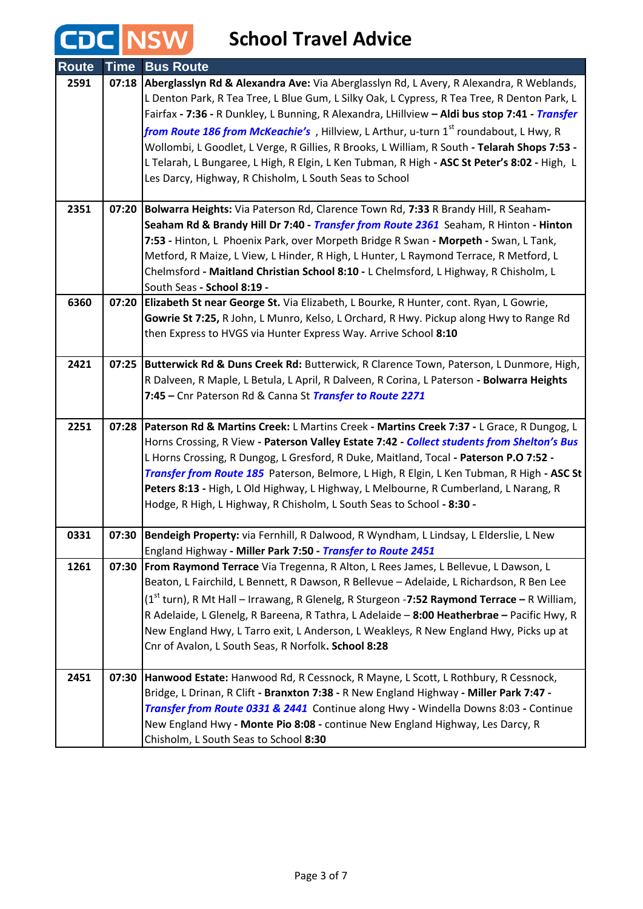# CDC NSW School Travel Advice

| Route | Time | Bus Route |
|---|---|---|
| 2591 | 07:18 | **Aberglasslyn Rd & Alexandra Ave:** Via Aberglasslyn Rd, L Avery, R Alexandra, R Weblands, L Denton Park, R Tea Tree, L Blue Gum, L Silky Oak, L Cypress, R Tea Tree, R Denton Park, L Fairfax **- 7:36 -** R Dunkley, L Bunning, R Alexandra, LHillview **– Aldi bus stop 7:41 -** ***Transfer from Route 186 from McKeachie's*** , Hillview, L Arthur, u-turn 1st roundabout, L Hwy, R Wollombi, L Goodlet, L Verge, R Gillies, R Brooks, L William, R South **- Telarah Shops 7:53 -** L Telarah, L Bungaree, L High, R Elgin, L Ken Tubman, R High **- ASC St Peter's 8:02 -** High, L Les Darcy, Highway, R Chisholm, L South Seas to School |
| 2351 | 07:20 | **Bolwarra Heights:** Via Paterson Rd, Clarence Town Rd, **7:33** R Brandy Hill, R Seaham-**Seaham Rd & Brandy Hill Dr 7:40 -** ***Transfer from Route 2361*** Seaham, R Hinton **- Hinton 7:53 -** Hinton, L Phoenix Park, over Morpeth Bridge R Swan **- Morpeth -** Swan, L Tank, Metford, R Maize, L View, L Hinder, R High, L Hunter, L Raymond Terrace, R Metford, L Chelmsford **- Maitland Christian School 8:10 -** L Chelmsford, L Highway, R Chisholm, L South Seas **- School 8:19 -** |
| 6360 | 07:20 | **Elizabeth St near George St.** Via Elizabeth, L Bourke, R Hunter, cont. Ryan, L Gowrie, **Gowrie St 7:25,** R John, L Munro, Kelso, L Orchard, R Hwy. Pickup along Hwy to Range Rd then Express to HVGS via Hunter Express Way. Arrive School **8:10** |
| 2421 | 07:25 | **Butterwick Rd & Duns Creek Rd:** Butterwick, R Clarence Town, Paterson, L Dunmore, High, R Dalveen, R Maple, L Betula, L April, R Dalveen, R Corina, L Paterson **- Bolwarra Heights 7:45 –** Cnr Paterson Rd & Canna St ***Transfer to Route 2271*** |
| 2251 | 07:28 | **Paterson Rd & Martins Creek:** L Martins Creek **- Martins Creek 7:37 -** L Grace, R Dungog, L Horns Crossing, R View **- Paterson Valley Estate 7:42 -** ***Collect students from Shelton's Bus*** L Horns Crossing, R Dungog, L Gresford, R Duke, Maitland, Tocal **- Paterson P.O 7:52 -** ***Transfer from Route 185*** Paterson, Belmore, L High, R Elgin, L Ken Tubman, R High **- ASC St Peters 8:13 -** High, L Old Highway, L Highway, L Melbourne, R Cumberland, L Narang, R Hodge, R High, L Highway, R Chisholm, L South Seas to School **- 8:30 -** |
| 0331 | 07:30 | **Bendeigh Property:** via Fernhill, R Dalwood, R Wyndham, L Lindsay, L Elderslie, L New England Highway **- Miller Park 7:50 -** ***Transfer to Route 2451*** |
| 1261 | 07:30 | **From Raymond Terrace** Via Tregenna, R Alton, L Rees James, L Bellevue, L Dawson, L Beaton, L Fairchild, L Bennett, R Dawson, R Bellevue – Adelaide, L Richardson, R Ben Lee (1st turn), R Mt Hall – Irrawang, R Glenelg, R Sturgeon -**7:52 Raymond Terrace –** R William, R Adelaide, L Glenelg, R Bareena, R Tathra, L Adelaide – **8:00 Heatherbrae –** Pacific Hwy, R New England Hwy, L Tarro exit, L Anderson, L Weakleys, R New England Hwy, Picks up at Cnr of Avalon, L South Seas, R Norfolk**. School 8:28** |
| 2451 | 07:30 | **Hanwood Estate:** Hanwood Rd, R Cessnock, R Mayne, L Scott, L Rothbury, R Cessnock, Bridge, L Drinan, R Clift **- Branxton 7:38 -** R New England Highway **- Miller Park 7:47 -** ***Transfer from Route 0331 & 2441*** Continue along Hwy **-** Windella Downs 8:03 **-** Continue New England Hwy **- Monte Pio 8:08 -** continue New England Highway, Les Darcy, R Chisholm, L South Seas to School **8:30** |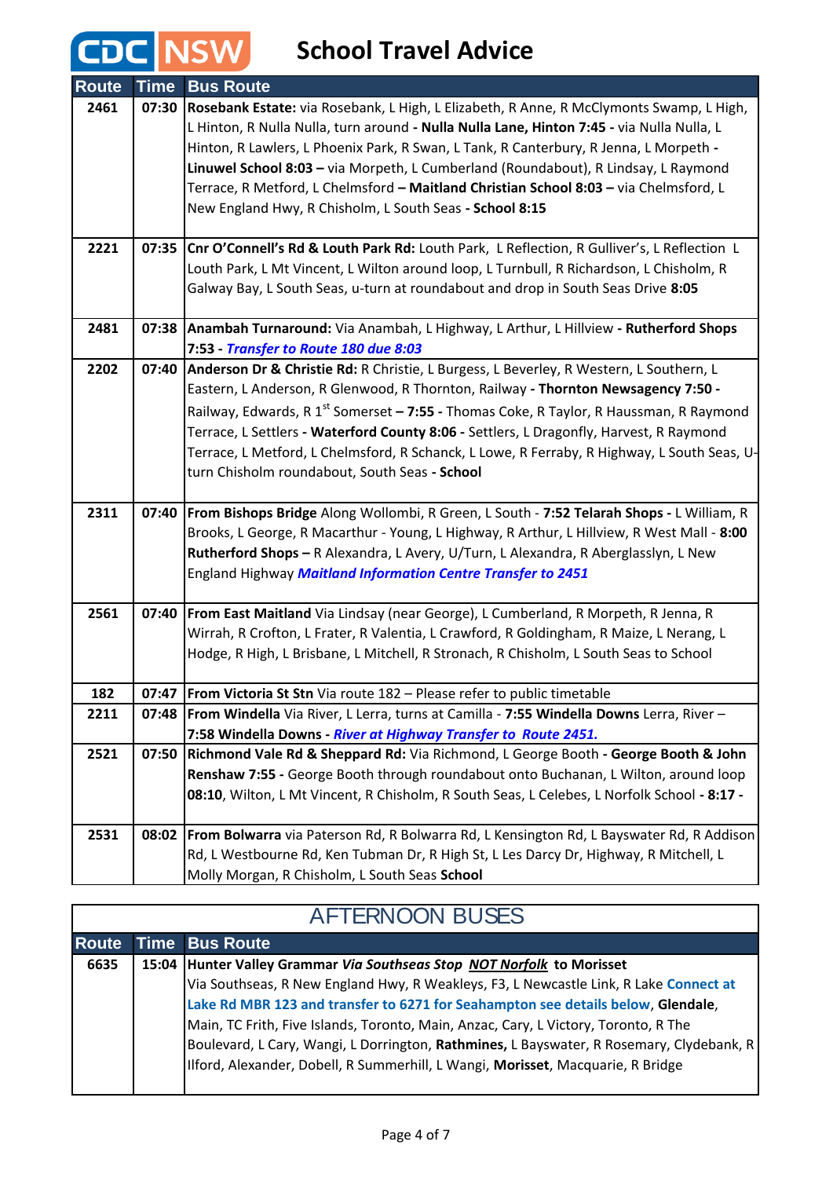# CDC NSW School Travel Advice

| Route | Time | Bus Route |
|---|---|---|
| 2461 | 07:30 | **Rosebank Estate:** via Rosebank, L High, L Elizabeth, R Anne, R McClymonts Swamp, L High, L Hinton, R Nulla Nulla, turn around - **Nulla Nulla Lane, Hinton 7:45 -** via Nulla Nulla, L Hinton, R Lawlers, L Phoenix Park, R Swan, L Tank, R Canterbury, R Jenna, L Morpeth **- Linuwel School 8:03 –** via Morpeth, L Cumberland (Roundabout), R Lindsay, L Raymond Terrace, R Metford, L Chelmsford **– Maitland Christian School 8:03 –** via Chelmsford, L New England Hwy, R Chisholm, L South Seas **- School 8:15** |
| 2221 | 07:35 | **Cnr O'Connell's Rd & Louth Park Rd:** Louth Park, L Reflection, R Gulliver's, L Reflection L Louth Park, L Mt Vincent, L Wilton around loop, L Turnbull, R Richardson, L Chisholm, R Galway Bay, L South Seas, u-turn at roundabout and drop in South Seas Drive **8:05** |
| 2481 | 07:38 | **Anambah Turnaround:** Via Anambah, L Highway, L Arthur, L Hillview **- Rutherford Shops 7:53 -** ***Transfer to Route 180 due 8:03*** |
| 2202 | 07:40 | **Anderson Dr & Christie Rd:** R Christie, L Burgess, L Beverley, R Western, L Southern, L Eastern, L Anderson, R Glenwood, R Thornton, Railway **- Thornton Newsagency 7:50 -** Railway, Edwards, R 1st Somerset **– 7:55 -** Thomas Coke, R Taylor, R Haussman, R Raymond Terrace, L Settlers **- Waterford County 8:06 -** Settlers, L Dragonfly, Harvest, R Raymond Terrace, L Metford, L Chelmsford, R Schanck, L Lowe, R Ferraby, R Highway, L South Seas, U-turn Chisholm roundabout, South Seas **- School** |
| 2311 | 07:40 | **From Bishops Bridge** Along Wollombi, R Green, L South - **7:52 Telarah Shops -** L William, R Brooks, L George, R Macarthur - Young, L Highway, R Arthur, L Hillview, R West Mall - **8:00 Rutherford Shops –** R Alexandra, L Avery, U/Turn, L Alexandra, R Aberglasslyn, L New England Highway ***Maitland Information Centre Transfer to 2451*** |
| 2561 | 07:40 | **From East Maitland** Via Lindsay (near George), L Cumberland, R Morpeth, R Jenna, R Wirrah, R Crofton, L Frater, R Valentia, L Crawford, R Goldingham, R Maize, L Nerang, L Hodge, R High, L Brisbane, L Mitchell, R Stronach, R Chisholm, L South Seas to School |
| 182 | 07:47 | **From Victoria St Stn** Via route 182 – Please refer to public timetable |
| 2211 | 07:48 | **From Windella** Via River, L Lerra, turns at Camilla - **7:55 Windella Downs** Lerra, River – **7:58 Windella Downs -** ***River at Highway Transfer to Route 2451.*** |
| 2521 | 07:50 | **Richmond Vale Rd & Sheppard Rd:** Via Richmond, L George Booth **- George Booth & John Renshaw 7:55 -** George Booth through roundabout onto Buchanan, L Wilton, around loop **08:10**, Wilton, L Mt Vincent, R Chisholm, R South Seas, L Celebes, L Norfolk School **- 8:17 -** |
| 2531 | 08:02 | **From Bolwarra** via Paterson Rd, R Bolwarra Rd, L Kensington Rd, L Bayswater Rd, R Addison Rd, L Westbourne Rd, Ken Tubman Dr, R High St, L Les Darcy Dr, Highway, R Mitchell, L Molly Morgan, R Chisholm, L South Seas **School** |

## AFTERNOON BUSES

| Route | Time | Bus Route |
|---|---|---|
| 6635 | 15:04 | **Hunter Valley Grammar *Via Southseas Stop NOT Norfolk* to Morisset** Via Southseas, R New England Hwy, R Weakleys, F3, L Newcastle Link, R Lake **Connect at Lake Rd MBR 123 and transfer to 6271 for Seahampton see details below**, **Glendale**, Main, TC Frith, Five Islands, Toronto, Main, Anzac, Cary, L Victory, Toronto, R The Boulevard, L Cary, Wangi, L Dorrington, **Rathmines,** L Bayswater, R Rosemary, Clydebank, R Ilford, Alexander, Dobell, R Summerhill, L Wangi, **Morisset**, Macquarie, R Bridge |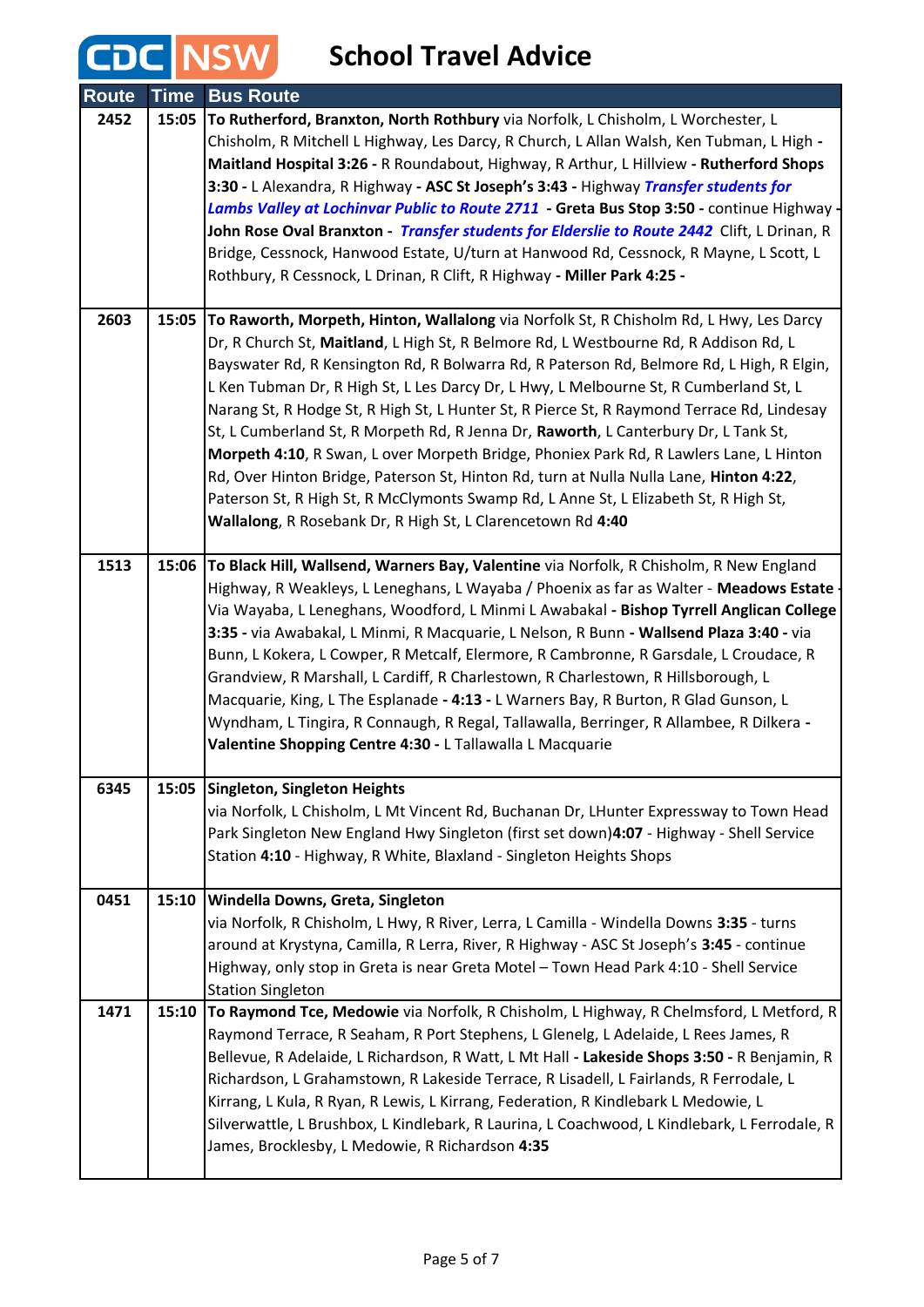# CDC NSW School Travel Advice

| Route | Time | Bus Route |
|---|---|---|
| 2452 | 15:05 | **To Rutherford, Branxton, North Rothbury** via Norfolk, L Chisholm, L Worchester, L Chisholm, R Mitchell L Highway, Les Darcy, R Church, L Allan Walsh, Ken Tubman, L High **- Maitland Hospital 3:26 -** R Roundabout, Highway, R Arthur, L Hillview **- Rutherford Shops 3:30 -** L Alexandra, R Highway **- ASC St Joseph's 3:43 -** Highway ***Transfer students for Lambs Valley at Lochinvar Public to Route 2711*** **- Greta Bus Stop 3:50 -** continue Highway **- John Rose Oval Branxton -** ***Transfer students for Elderslie to Route 2442*** Clift, L Drinan, R Bridge, Cessnock, Hanwood Estate, U/turn at Hanwood Rd, Cessnock, R Mayne, L Scott, L Rothbury, R Cessnock, L Drinan, R Clift, R Highway **- Miller Park 4:25 -** |
| 2603 | 15:05 | **To Raworth, Morpeth, Hinton, Wallalong** via Norfolk St, R Chisholm Rd, L Hwy, Les Darcy Dr, R Church St, **Maitland**, L High St, R Belmore Rd, L Westbourne Rd, R Addison Rd, L Bayswater Rd, R Kensington Rd, R Bolwarra Rd, R Paterson Rd, Belmore Rd, L High, R Elgin, L Ken Tubman Dr, R High St, L Les Darcy Dr, L Hwy, L Melbourne St, R Cumberland St, L Narang St, R Hodge St, R High St, L Hunter St, R Pierce St, R Raymond Terrace Rd, Lindesay St, L Cumberland St, R Morpeth Rd, R Jenna Dr, **Raworth**, L Canterbury Dr, L Tank St, **Morpeth 4:10**, R Swan, L over Morpeth Bridge, Phoniex Park Rd, R Lawlers Lane, L Hinton Rd, Over Hinton Bridge, Paterson St, Hinton Rd, turn at Nulla Nulla Lane, **Hinton 4:22**, Paterson St, R High St, R McClymonts Swamp Rd, L Anne St, L Elizabeth St, R High St, **Wallalong**, R Rosebank Dr, R High St, L Clarencetown Rd **4:40** |
| 1513 | 15:06 | **To Black Hill, Wallsend, Warners Bay, Valentine** via Norfolk, R Chisholm, R New England Highway, R Weakleys, L Leneghans, L Wayaba / Phoenix as far as Walter - **Meadows Estate** Via Wayaba, L Leneghans, Woodford, L Minmi L Awabakal **- Bishop Tyrrell Anglican College 3:35 -** via Awabakal, L Minmi, R Macquarie, L Nelson, R Bunn **- Wallsend Plaza 3:40 -** via Bunn, L Kokera, L Cowper, R Metcalf, Elermore, R Cambronne, R Garsdale, L Croudace, R Grandview, R Marshall, L Cardiff, R Charlestown, R Charlestown, R Hillsborough, L Macquarie, King, L The Esplanade **- 4:13 -** L Warners Bay, R Burton, R Glad Gunson, L Wyndham, L Tingira, R Connaugh, R Regal, Tallawalla, Berringer, R Allambee, R Dilkera **- Valentine Shopping Centre 4:30 -** L Tallawalla L Macquarie |
| 6345 | 15:05 | **Singleton, Singleton Heights** via Norfolk, L Chisholm, L Mt Vincent Rd, Buchanan Dr, LHunter Expressway to Town Head Park Singleton New England Hwy Singleton (first set down)**4:07** - Highway - Shell Service Station **4:10** - Highway, R White, Blaxland - Singleton Heights Shops |
| 0451 | 15:10 | **Windella Downs, Greta, Singleton** via Norfolk, R Chisholm, L Hwy, R River, Lerra, L Camilla - Windella Downs **3:35** - turns around at Krystyna, Camilla, R Lerra, River, R Highway - ASC St Joseph's **3:45** - continue Highway, only stop in Greta is near Greta Motel – Town Head Park 4:10 - Shell Service Station Singleton |
| 1471 | 15:10 | **To Raymond Tce, Medowie** via Norfolk, R Chisholm, L Highway, R Chelmsford, L Metford, R Raymond Terrace, R Seaham, R Port Stephens, L Glenelg, L Adelaide, L Rees James, R Bellevue, R Adelaide, L Richardson, R Watt, L Mt Hall **- Lakeside Shops 3:50 -** R Benjamin, R Richardson, L Grahamstown, R Lakeside Terrace, R Lisadell, L Fairlands, R Ferrodale, L Kirrang, L Kula, R Ryan, R Lewis, L Kirrang, Federation, R Kindlebark L Medowie, L Silverwattle, L Brushbox, L Kindlebark, R Laurina, L Coachwood, L Kindlebark, L Ferrodale, R James, Brocklesby, L Medowie, R Richardson **4:35** |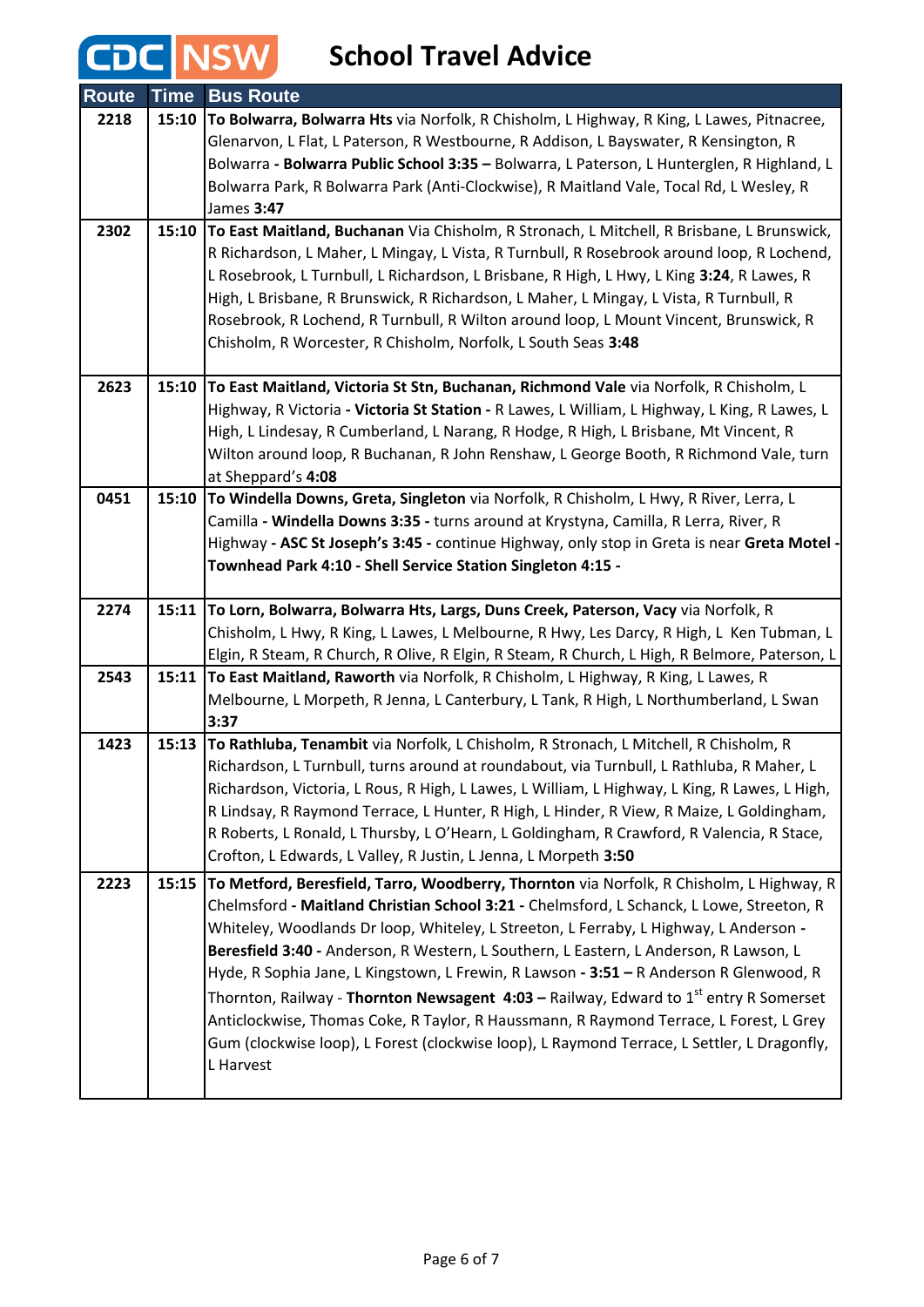# CDC NSW School Travel Advice

| Route | Time | Bus Route |
|---|---|---|
| 2218 | 15:10 | **To Bolwarra, Bolwarra Hts** via Norfolk, R Chisholm, L Highway, R King, L Lawes, Pitnacree, Glenarvon, L Flat, L Paterson, R Westbourne, R Addison, L Bayswater, R Kensington, R Bolwarra **- Bolwarra Public School 3:35 –** Bolwarra, L Paterson, L Hunterglen, R Highland, L Bolwarra Park, R Bolwarra Park (Anti-Clockwise), R Maitland Vale, Tocal Rd, L Wesley, R James **3:47** |
| 2302 | 15:10 | **To East Maitland, Buchanan** Via Chisholm, R Stronach, L Mitchell, R Brisbane, L Brunswick, R Richardson, L Maher, L Mingay, L Vista, R Turnbull, R Rosebrook around loop, R Lochend, L Rosebrook, L Turnbull, L Richardson, L Brisbane, R High, L Hwy, L King **3:24**, R Lawes, R High, L Brisbane, R Brunswick, R Richardson, L Maher, L Mingay, L Vista, R Turnbull, R Rosebrook, R Lochend, R Turnbull, R Wilton around loop, L Mount Vincent, Brunswick, R Chisholm, R Worcester, R Chisholm, Norfolk, L South Seas **3:48** |
| 2623 | 15:10 | **To East Maitland, Victoria St Stn, Buchanan, Richmond Vale** via Norfolk, R Chisholm, L Highway, R Victoria **- Victoria St Station -** R Lawes, L William, L Highway, L King, R Lawes, L High, L Lindesay, R Cumberland, L Narang, R Hodge, R High, L Brisbane, Mt Vincent, R Wilton around loop, R Buchanan, R John Renshaw, L George Booth, R Richmond Vale, turn at Sheppard's **4:08** |
| 0451 | 15:10 | **To Windella Downs, Greta, Singleton** via Norfolk, R Chisholm, L Hwy, R River, Lerra, L Camilla **- Windella Downs 3:35 -** turns around at Krystyna, Camilla, R Lerra, River, R Highway **- ASC St Joseph's 3:45 -** continue Highway, only stop in Greta is near **Greta Motel - Townhead Park 4:10 - Shell Service Station Singleton 4:15 -** |
| 2274 | 15:11 | **To Lorn, Bolwarra, Bolwarra Hts, Largs, Duns Creek, Paterson, Vacy** via Norfolk, R Chisholm, L Hwy, R King, L Lawes, L Melbourne, R Hwy, Les Darcy, R High, L Ken Tubman, L Elgin, R Steam, R Church, R Olive, R Elgin, R Steam, R Church, L High, R Belmore, Paterson, L |
| 2543 | 15:11 | **To East Maitland, Raworth** via Norfolk, R Chisholm, L Highway, R King, L Lawes, R Melbourne, L Morpeth, R Jenna, L Canterbury, L Tank, R High, L Northumberland, L Swan **3:37** |
| 1423 | 15:13 | **To Rathluba, Tenambit** via Norfolk, L Chisholm, R Stronach, L Mitchell, R Chisholm, R Richardson, L Turnbull, turns around at roundabout, via Turnbull, L Rathluba, R Maher, L Richardson, Victoria, L Rous, R High, L Lawes, L William, L Highway, L King, R Lawes, L High, R Lindsay, R Raymond Terrace, L Hunter, R High, L Hinder, R View, R Maize, L Goldingham, R Roberts, L Ronald, L Thursby, L O'Hearn, L Goldingham, R Crawford, R Valencia, R Stace, Crofton, L Edwards, L Valley, R Justin, L Jenna, L Morpeth **3:50** |
| 2223 | 15:15 | **To Metford, Beresfield, Tarro, Woodberry, Thornton** via Norfolk, R Chisholm, L Highway, R Chelmsford **- Maitland Christian School 3:21 -** Chelmsford, L Schanck, L Lowe, Streeton, R Whiteley, Woodlands Dr loop, Whiteley, L Streeton, L Ferraby, L Highway, L Anderson **- Beresfield 3:40 -** Anderson, R Western, L Southern, L Eastern, L Anderson, R Lawson, L Hyde, R Sophia Jane, L Kingstown, L Frewin, R Lawson **- 3:51 –** R Anderson R Glenwood, R Thornton, Railway - **Thornton Newsagent 4:03 –** Railway, Edward to 1st entry R Somerset Anticlockwise, Thomas Coke, R Taylor, R Haussmann, R Raymond Terrace, L Forest, L Grey Gum (clockwise loop), L Forest (clockwise loop), L Raymond Terrace, L Settler, L Dragonfly, L Harvest |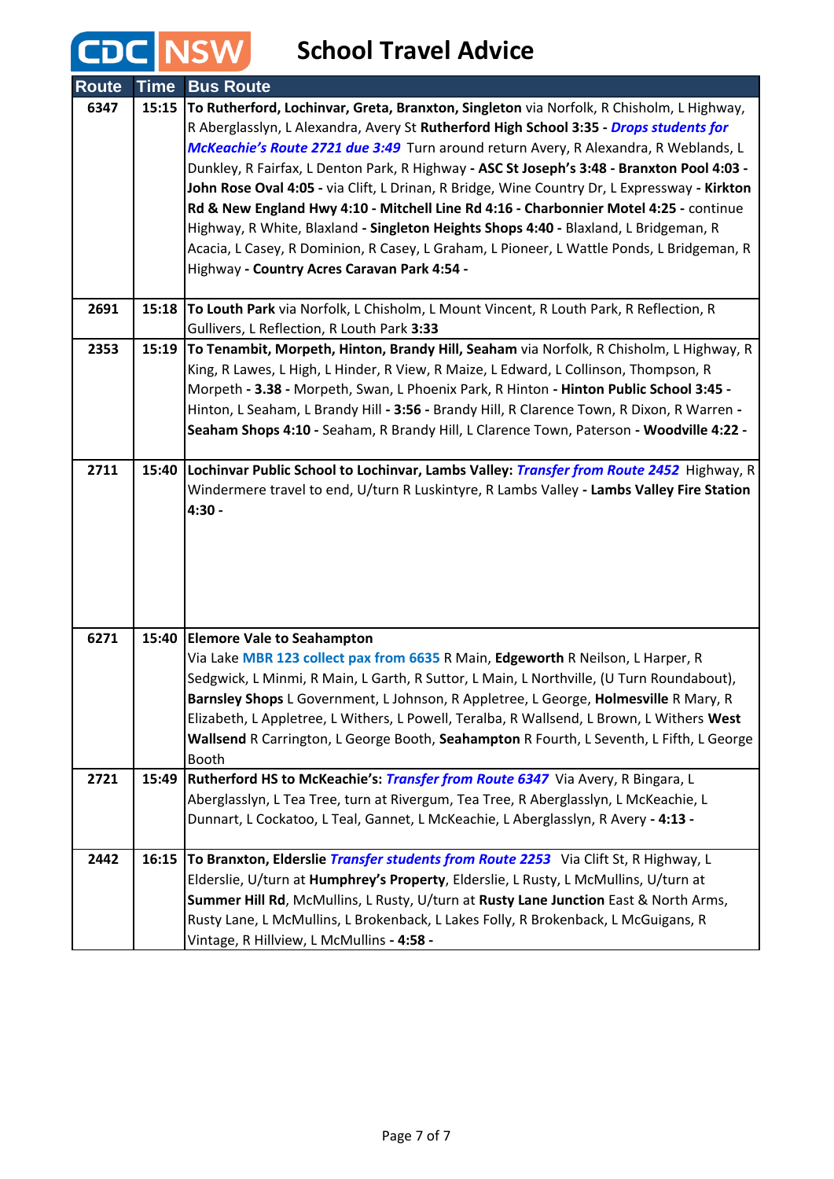# CDC NSW School Travel Advice

| Route | Time | Bus Route |
|---|---|---|
| 6347 | 15:15 | **To Rutherford, Lochinvar, Greta, Branxton, Singleton** via Norfolk, R Chisholm, L Highway, R Aberglasslyn, L Alexandra, Avery St **Rutherford High School 3:35 -** ***Drops students for McKeachie's Route 2721 due 3:49*** Turn around return Avery, R Alexandra, R Weblands, L Dunkley, R Fairfax, L Denton Park, R Highway **- ASC St Joseph's 3:48 - Branxton Pool 4:03 - John Rose Oval 4:05 -** via Clift, L Drinan, R Bridge, Wine Country Dr, L Expressway **- Kirkton Rd & New England Hwy 4:10 - Mitchell Line Rd 4:16 - Charbonnier Motel 4:25 -** continue Highway, R White, Blaxland **- Singleton Heights Shops 4:40 -** Blaxland, L Bridgeman, R Acacia, L Casey, R Dominion, R Casey, L Graham, L Pioneer, L Wattle Ponds, L Bridgeman, R Highway **- Country Acres Caravan Park 4:54 -** |
| 2691 | 15:18 | **To Louth Park** via Norfolk, L Chisholm, L Mount Vincent, R Louth Park, R Reflection, R Gullivers, L Reflection, R Louth Park **3:33** |
| 2353 | 15:19 | **To Tenambit, Morpeth, Hinton, Brandy Hill, Seaham** via Norfolk, R Chisholm, L Highway, R King, R Lawes, L High, L Hinder, R View, R Maize, L Edward, L Collinson, Thompson, R Morpeth **- 3.38 -** Morpeth, Swan, L Phoenix Park, R Hinton **- Hinton Public School 3:45 -** Hinton, L Seaham, L Brandy Hill **- 3:56 -** Brandy Hill, R Clarence Town, R Dixon, R Warren **- Seaham Shops 4:10 -** Seaham, R Brandy Hill, L Clarence Town, Paterson **- Woodville 4:22 -** |
| 2711 | 15:40 | **Lochinvar Public School to Lochinvar, Lambs Valley:** ***Transfer from Route 2452*** Highway, R Windermere travel to end, U/turn R Luskintyre, R Lambs Valley **- Lambs Valley Fire Station 4:30 -** |
| 6271 | 15:40 | **Elemore Vale to Seahampton** Via Lake **MBR 123 collect pax from 6635** R Main, **Edgeworth** R Neilson, L Harper, R Sedgwick, L Minmi, R Main, L Garth, R Suttor, L Main, L Northville, (U Turn Roundabout), **Barnsley Shops** L Government, L Johnson, R Appletree, L George, **Holmesville** R Mary, R Elizabeth, L Appletree, L Withers, L Powell, Teralba, R Wallsend, L Brown, L Withers **West Wallsend** R Carrington, L George Booth, **Seahampton** R Fourth, L Seventh, L Fifth, L George Booth |
| 2721 | 15:49 | **Rutherford HS to McKeachie's:** ***Transfer from Route 6347*** Via Avery, R Bingara, L Aberglasslyn, L Tea Tree, turn at Rivergum, Tea Tree, R Aberglasslyn, L McKeachie, L Dunnart, L Cockatoo, L Teal, Gannet, L McKeachie, L Aberglasslyn, R Avery **- 4:13 -** |
| 2442 | 16:15 | **To Branxton, Elderslie** ***Transfer students from Route 2253*** Via Clift St, R Highway, L Elderslie, U/turn at **Humphrey's Property**, Elderslie, L Rusty, L McMullins, U/turn at **Summer Hill Rd**, McMullins, L Rusty, U/turn at **Rusty Lane Junction** East & North Arms, Rusty Lane, L McMullins, L Brokenback, L Lakes Folly, R Brokenback, L McGuigans, R Vintage, R Hillview, L McMullins **- 4:58 -** |